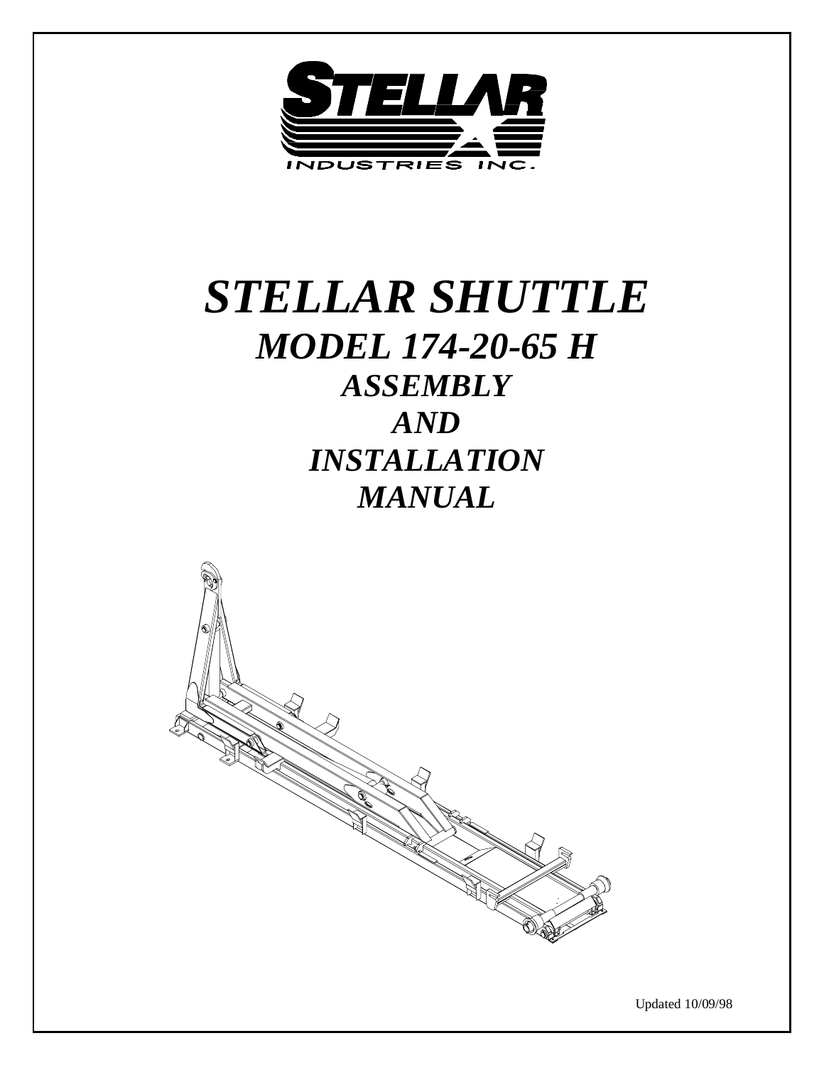STELLAR
INDUSTRIES INC.

# STELLAR SHUTTLE

## MODEL 174-20-65 H

### ASSEMBLY

### AND

### INSTALLATION

### MANUAL

Updated 10/09/98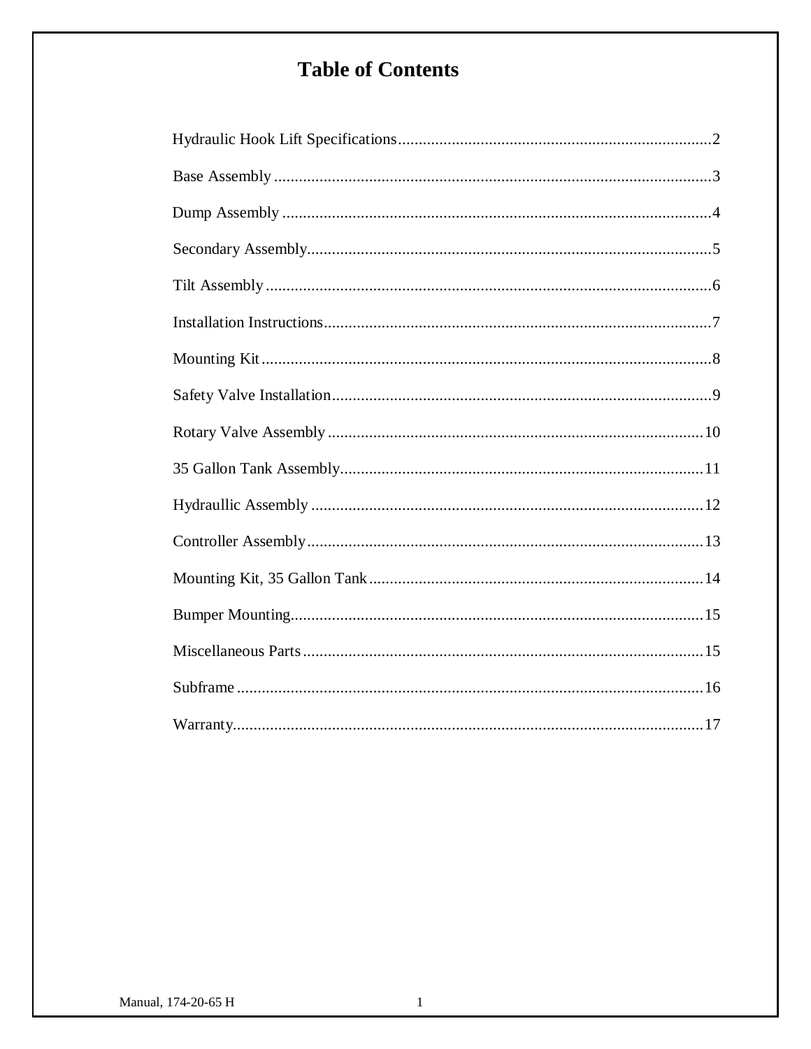# Table of Contents

| | |
|---|---|
| Hydraulic Hook Lift Specifications | 2 |
| Base Assembly | 3 |
| Dump Assembly | 4 |
| Secondary Assembly | 5 |
| Tilt Assembly | 6 |
| Installation Instructions | 7 |
| Mounting Kit | 8 |
| Safety Valve Installation | 9 |
| Rotary Valve Assembly | 10 |
| 35 Gallon Tank Assembly | 11 |
| Hydraullic Assembly | 12 |
| Controller Assembly | 13 |
| Mounting Kit, 35 Gallon Tank | 14 |
| Bumper Mounting | 15 |
| Miscellaneous Parts | 15 |
| Subframe | 16 |
| Warranty | 17 |

Manual, 174-20-65 H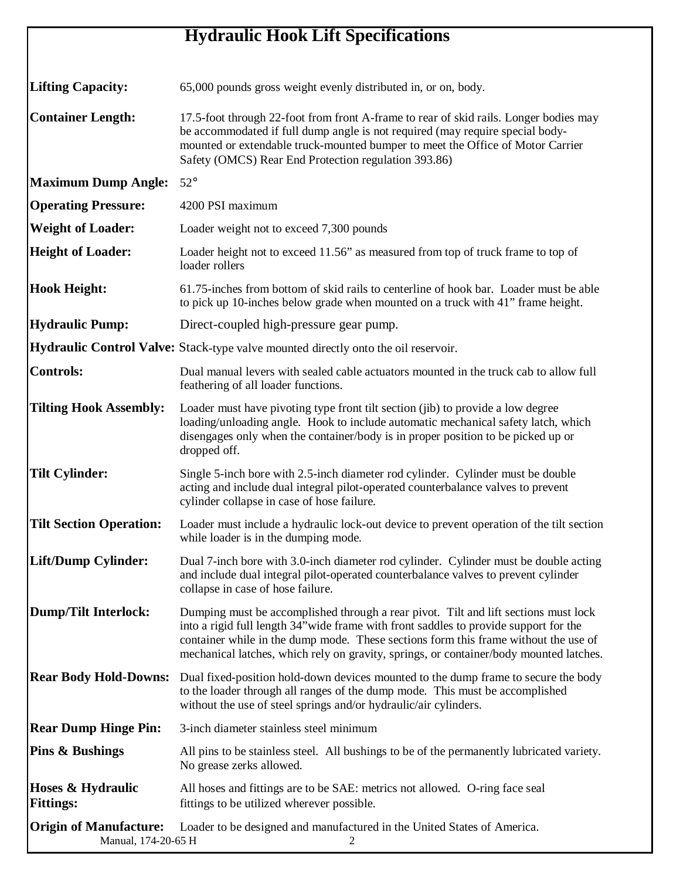# Hydraulic Hook Lift Specifications

**Lifting Capacity:** 65,000 pounds gross weight evenly distributed in, or on, body.

**Container Length:** 17.5-foot through 22-foot from front A-frame to rear of skid rails. Longer bodies may be accommodated if full dump angle is not required (may require special body-mounted or extendable truck-mounted bumper to meet the Office of Motor Carrier Safety (OMCS) Rear End Protection regulation 393.86)

**Maximum Dump Angle:** 52°

**Operating Pressure:** 4200 PSI maximum

**Weight of Loader:** Loader weight not to exceed 7,300 pounds

**Height of Loader:** Loader height not to exceed 11.56" as measured from top of truck frame to top of loader rollers

**Hook Height:** 61.75-inches from bottom of skid rails to centerline of hook bar. Loader must be able to pick up 10-inches below grade when mounted on a truck with 41" frame height.

**Hydraulic Pump:** Direct-coupled high-pressure gear pump.

**Hydraulic Control Valve:** Stack-type valve mounted directly onto the oil reservoir.

**Controls:** Dual manual levers with sealed cable actuators mounted in the truck cab to allow full feathering of all loader functions.

**Tilting Hook Assembly:** Loader must have pivoting type front tilt section (jib) to provide a low degree loading/unloading angle. Hook to include automatic mechanical safety latch, which disengages only when the container/body is in proper position to be picked up or dropped off.

**Tilt Cylinder:** Single 5-inch bore with 2.5-inch diameter rod cylinder. Cylinder must be double acting and include dual integral pilot-operated counterbalance valves to prevent cylinder collapse in case of hose failure.

**Tilt Section Operation:** Loader must include a hydraulic lock-out device to prevent operation of the tilt section while loader is in the dumping mode.

**Lift/Dump Cylinder:** Dual 7-inch bore with 3.0-inch diameter rod cylinder. Cylinder must be double acting and include dual integral pilot-operated counterbalance valves to prevent cylinder collapse in case of hose failure.

**Dump/Tilt Interlock:** Dumping must be accomplished through a rear pivot. Tilt and lift sections must lock into a rigid full length 34"wide frame with front saddles to provide support for the container while in the dump mode. These sections form this frame without the use of mechanical latches, which rely on gravity, springs, or container/body mounted latches.

**Rear Body Hold-Downs:** Dual fixed-position hold-down devices mounted to the dump frame to secure the body to the loader through all ranges of the dump mode. This must be accomplished without the use of steel springs and/or hydraulic/air cylinders.

**Rear Dump Hinge Pin:** 3-inch diameter stainless steel minimum

**Pins & Bushings** All pins to be stainless steel. All bushings to be of the permanently lubricated variety. No grease zerks allowed.

**Hoses & Hydraulic Fittings:** All hoses and fittings are to be SAE: metrics not allowed. O-ring face seal fittings to be utilized wherever possible.

**Origin of Manufacture:** Loader to be designed and manufactured in the United States of America.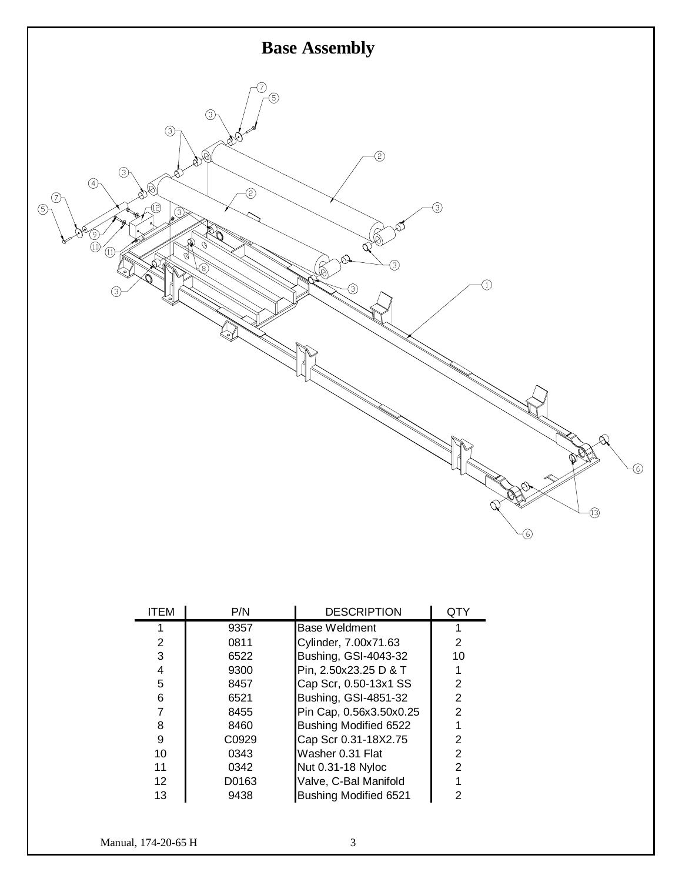# Base Assembly

| ITEM | P/N | DESCRIPTION | QTY |
| --- | --- | --- | --- |
| 1 | 9357 | Base Weldment | 1 |
| 2 | 0811 | Cylinder, 7.00x71.63 | 2 |
| 3 | 6522 | Bushing, GSI-4043-32 | 10 |
| 4 | 9300 | Pin, 2.50x23.25 D & T | 1 |
| 5 | 8457 | Cap Scr, 0.50-13x1 SS | 2 |
| 6 | 6521 | Bushing, GSI-4851-32 | 2 |
| 7 | 8455 | Pin Cap, 0.56x3.50x0.25 | 2 |
| 8 | 8460 | Bushing Modified 6522 | 1 |
| 9 | C0929 | Cap Scr 0.31-18X2.75 | 2 |
| 10 | 0343 | Washer 0.31 Flat | 2 |
| 11 | 0342 | Nut 0.31-18 Nyloc | 2 |
| 12 | D0163 | Valve, C-Bal Manifold | 1 |
| 13 | 9438 | Bushing Modified 6521 | 2 |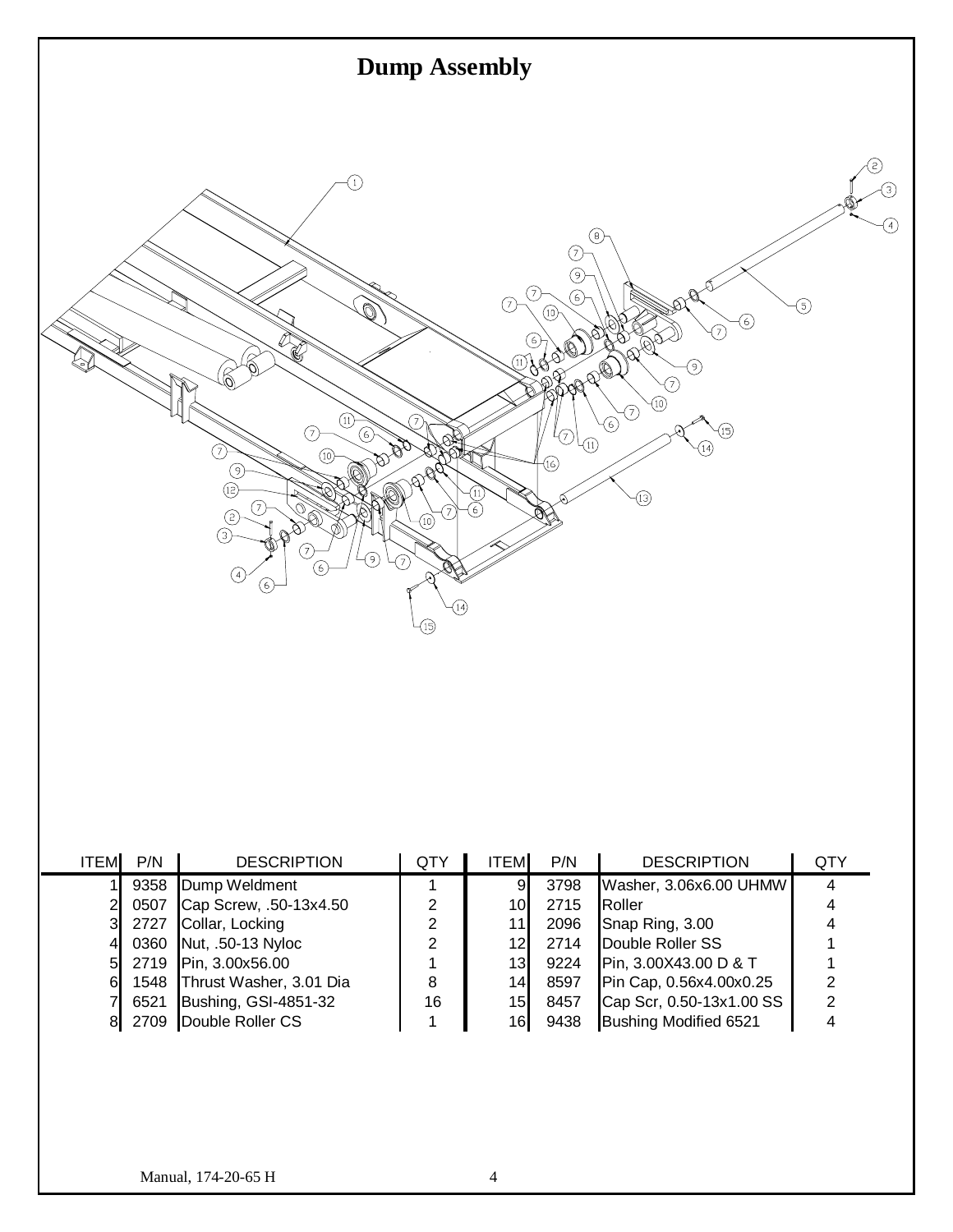# Dump Assembly

| ITEM | P/N | DESCRIPTION | QTY | ITEM | P/N | DESCRIPTION | QTY |
|---|---|---|---|---|---|---|---|
| 1 | 9358 | Dump Weldment | 1 | 9 | 3798 | Washer, 3.06x6.00 UHMW | 4 |
| 2 | 0507 | Cap Screw, .50-13x4.50 | 2 | 10 | 2715 | Roller | 4 |
| 3 | 2727 | Collar, Locking | 2 | 11 | 2096 | Snap Ring, 3.00 | 4 |
| 4 | 0360 | Nut, .50-13 Nyloc | 2 | 12 | 2714 | Double Roller SS | 1 |
| 5 | 2719 | Pin, 3.00x56.00 | 1 | 13 | 9224 | Pin, 3.00X43.00 D & T | 1 |
| 6 | 1548 | Thrust Washer, 3.01 Dia | 8 | 14 | 8597 | Pin Cap, 0.56x4.00x0.25 | 2 |
| 7 | 6521 | Bushing, GSI-4851-32 | 16 | 15 | 8457 | Cap Scr, 0.50-13x1.00 SS | 2 |
| 8 | 2709 | Double Roller CS | 1 | 16 | 9438 | Bushing Modified 6521 | 4 |

Manual, 174-20-65 H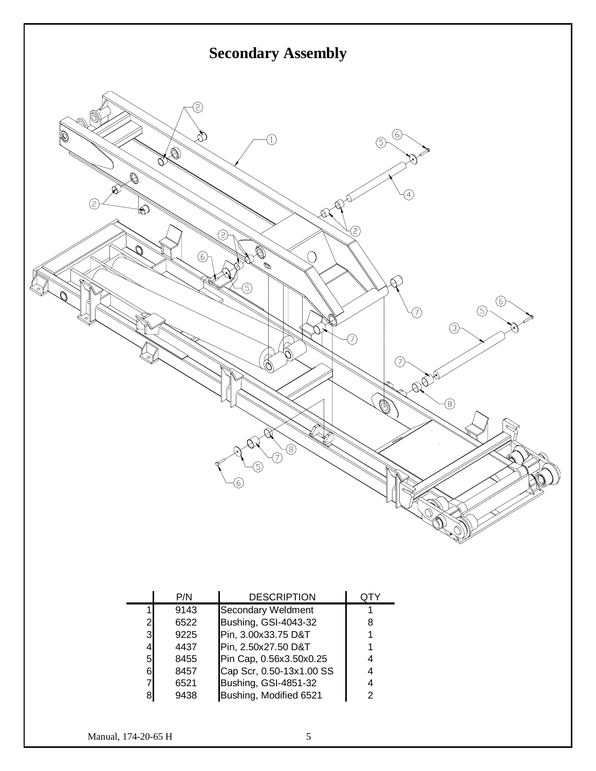# Secondary Assembly

| | P/N | DESCRIPTION | QTY |
|---|---|---|---|
| 1 | 9143 | Secondary Weldment | 1 |
| 2 | 6522 | Bushing, GSI-4043-32 | 8 |
| 3 | 9225 | Pin, 3.00x33.75 D&T | 1 |
| 4 | 4437 | Pin, 2.50x27.50 D&T | 1 |
| 5 | 8455 | Pin Cap, 0.56x3.50x0.25 | 4 |
| 6 | 8457 | Cap Scr, 0.50-13x1.00 SS | 4 |
| 7 | 6521 | Bushing, GSI-4851-32 | 4 |
| 8 | 9438 | Bushing, Modified 6521 | 2 |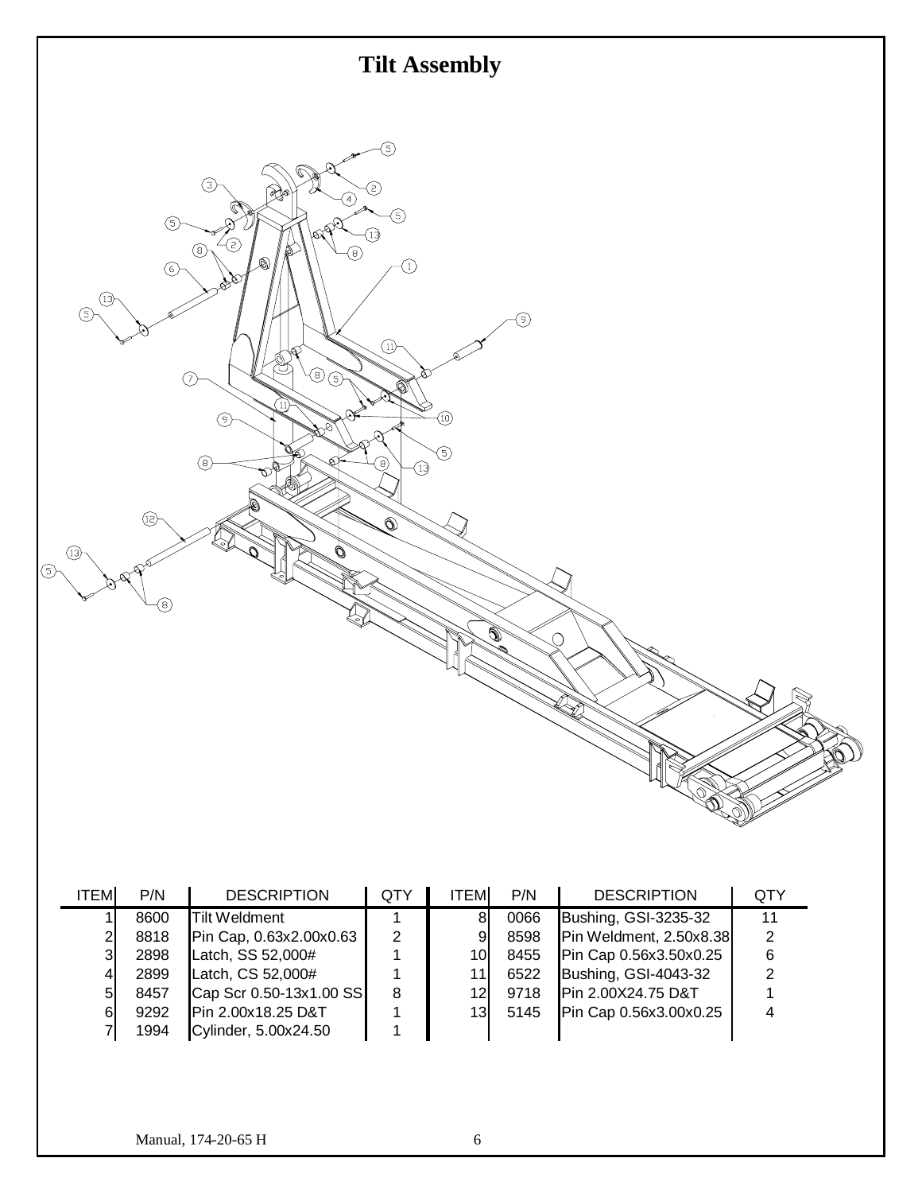# Tilt Assembly

| ITEM | P/N | DESCRIPTION | QTY |
|---|---|---|---|
| 1 | 8600 | Tilt Weldment | 1 |
| 2 | 8818 | Pin Cap, 0.63x2.00x0.63 | 2 |
| 3 | 2898 | Latch, SS 52,000# | 1 |
| 4 | 2899 | Latch, CS 52,000# | 1 |
| 5 | 8457 | Cap Scr 0.50-13x1.00 SS | 8 |
| 6 | 9292 | Pin 2.00x18.25 D&T | 1 |
| 7 | 1994 | Cylinder, 5.00x24.50 | 1 |
| 8 | 0066 | Bushing, GSI-3235-32 | 11 |
| 9 | 8598 | Pin Weldment, 2.50x8.38 | 2 |
| 10 | 8455 | Pin Cap 0.56x3.50x0.25 | 6 |
| 11 | 6522 | Bushing, GSI-4043-32 | 2 |
| 12 | 9718 | Pin 2.00X24.75 D&T | 1 |
| 13 | 5145 | Pin Cap 0.56x3.00x0.25 | 4 |

Manual, 174-20-65 H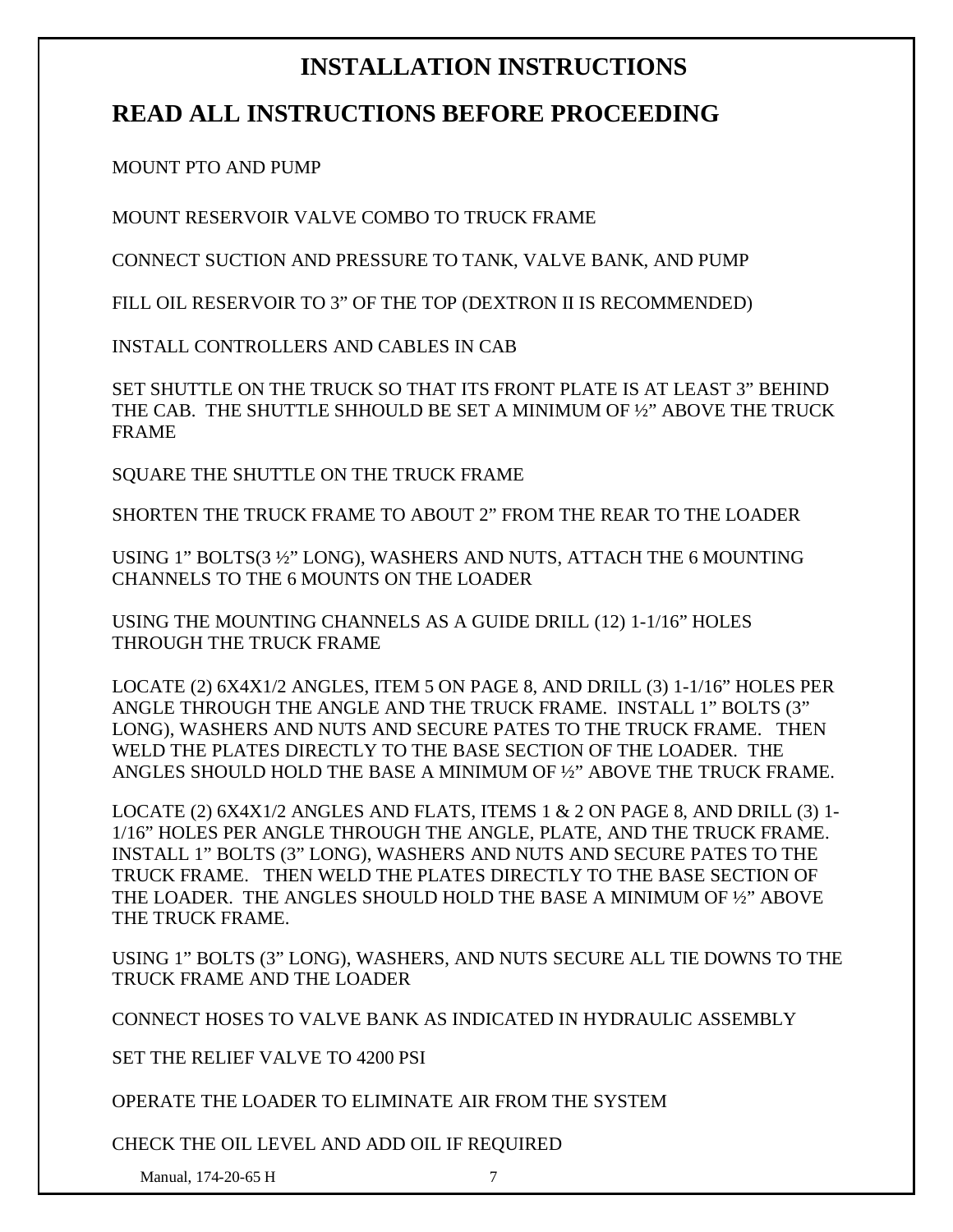# INSTALLATION INSTRUCTIONS

## READ ALL INSTRUCTIONS BEFORE PROCEEDING

MOUNT PTO AND PUMP

MOUNT RESERVOIR VALVE COMBO TO TRUCK FRAME

CONNECT SUCTION AND PRESSURE TO TANK, VALVE BANK, AND PUMP

FILL OIL RESERVOIR TO 3" OF THE TOP (DEXTRON II IS RECOMMENDED)

INSTALL CONTROLLERS AND CABLES IN CAB

SET SHUTTLE ON THE TRUCK SO THAT ITS FRONT PLATE IS AT LEAST 3" BEHIND THE CAB. THE SHUTTLE SHHOULD BE SET A MINIMUM OF ½" ABOVE THE TRUCK FRAME

SQUARE THE SHUTTLE ON THE TRUCK FRAME

SHORTEN THE TRUCK FRAME TO ABOUT 2" FROM THE REAR TO THE LOADER

USING 1" BOLTS(3 ½" LONG), WASHERS AND NUTS, ATTACH THE 6 MOUNTING CHANNELS TO THE 6 MOUNTS ON THE LOADER

USING THE MOUNTING CHANNELS AS A GUIDE DRILL (12) 1-1/16" HOLES THROUGH THE TRUCK FRAME

LOCATE (2) 6X4X1/2 ANGLES, ITEM 5 ON PAGE 8, AND DRILL (3) 1-1/16" HOLES PER ANGLE THROUGH THE ANGLE AND THE TRUCK FRAME. INSTALL 1" BOLTS (3" LONG), WASHERS AND NUTS AND SECURE PATES TO THE TRUCK FRAME. THEN WELD THE PLATES DIRECTLY TO THE BASE SECTION OF THE LOADER. THE ANGLES SHOULD HOLD THE BASE A MINIMUM OF ½" ABOVE THE TRUCK FRAME.

LOCATE (2) 6X4X1/2 ANGLES AND FLATS, ITEMS 1 & 2 ON PAGE 8, AND DRILL (3) 1-1/16" HOLES PER ANGLE THROUGH THE ANGLE, PLATE, AND THE TRUCK FRAME. INSTALL 1" BOLTS (3" LONG), WASHERS AND NUTS AND SECURE PATES TO THE TRUCK FRAME. THEN WELD THE PLATES DIRECTLY TO THE BASE SECTION OF THE LOADER. THE ANGLES SHOULD HOLD THE BASE A MINIMUM OF ½" ABOVE THE TRUCK FRAME.

USING 1" BOLTS (3" LONG), WASHERS, AND NUTS SECURE ALL TIE DOWNS TO THE TRUCK FRAME AND THE LOADER

CONNECT HOSES TO VALVE BANK AS INDICATED IN HYDRAULIC ASSEMBLY

SET THE RELIEF VALVE TO 4200 PSI

OPERATE THE LOADER TO ELIMINATE AIR FROM THE SYSTEM

CHECK THE OIL LEVEL AND ADD OIL IF REQUIRED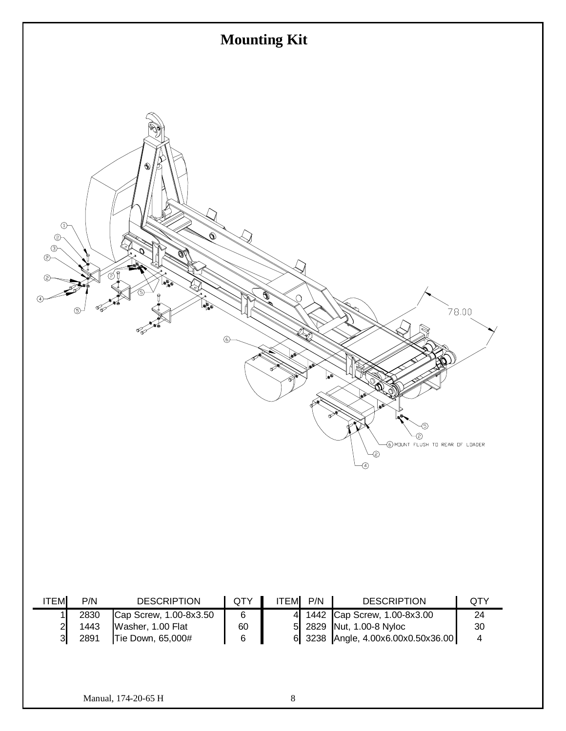# Mounting Kit

| ITEM | P/N | DESCRIPTION | QTY | ITEM | P/N | DESCRIPTION | QTY |
|---|---|---|---|---|---|---|---|
| 1 | 2830 | Cap Screw, 1.00-8x3.50 | 6 | 4 | 1442 | Cap Screw, 1.00-8x3.00 | 24 |
| 2 | 1443 | Washer, 1.00 Flat | 60 | 5 | 2829 | Nut, 1.00-8 Nyloc | 30 |
| 3 | 2891 | Tie Down, 65,000# | 6 | 6 | 3238 | Angle, 4.00x6.00x0.50x36.00 | 4 |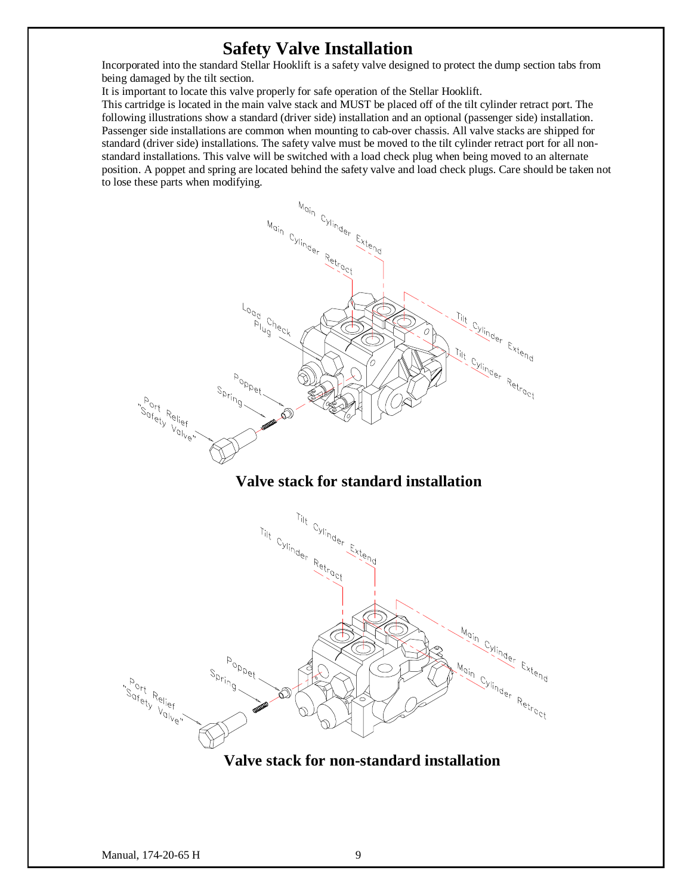# Safety Valve Installation

Incorporated into the standard Stellar Hooklift is a safety valve designed to protect the dump section tabs from being damaged by the tilt section.

It is important to locate this valve properly for safe operation of the Stellar Hooklift.

This cartridge is located in the main valve stack and MUST be placed off of the tilt cylinder retract port. The following illustrations show a standard (driver side) installation and an optional (passenger side) installation. Passenger side installations are common when mounting to cab-over chassis. All valve stacks are shipped for standard (driver side) installations. The safety valve must be moved to the tilt cylinder retract port for all non-standard installations. This valve will be switched with a load check plug when being moved to an alternate position. A poppet and spring are located behind the safety valve and load check plugs. Care should be taken not to lose these parts when modifying.

**Valve stack for standard installation**

**Valve stack for non-standard installation**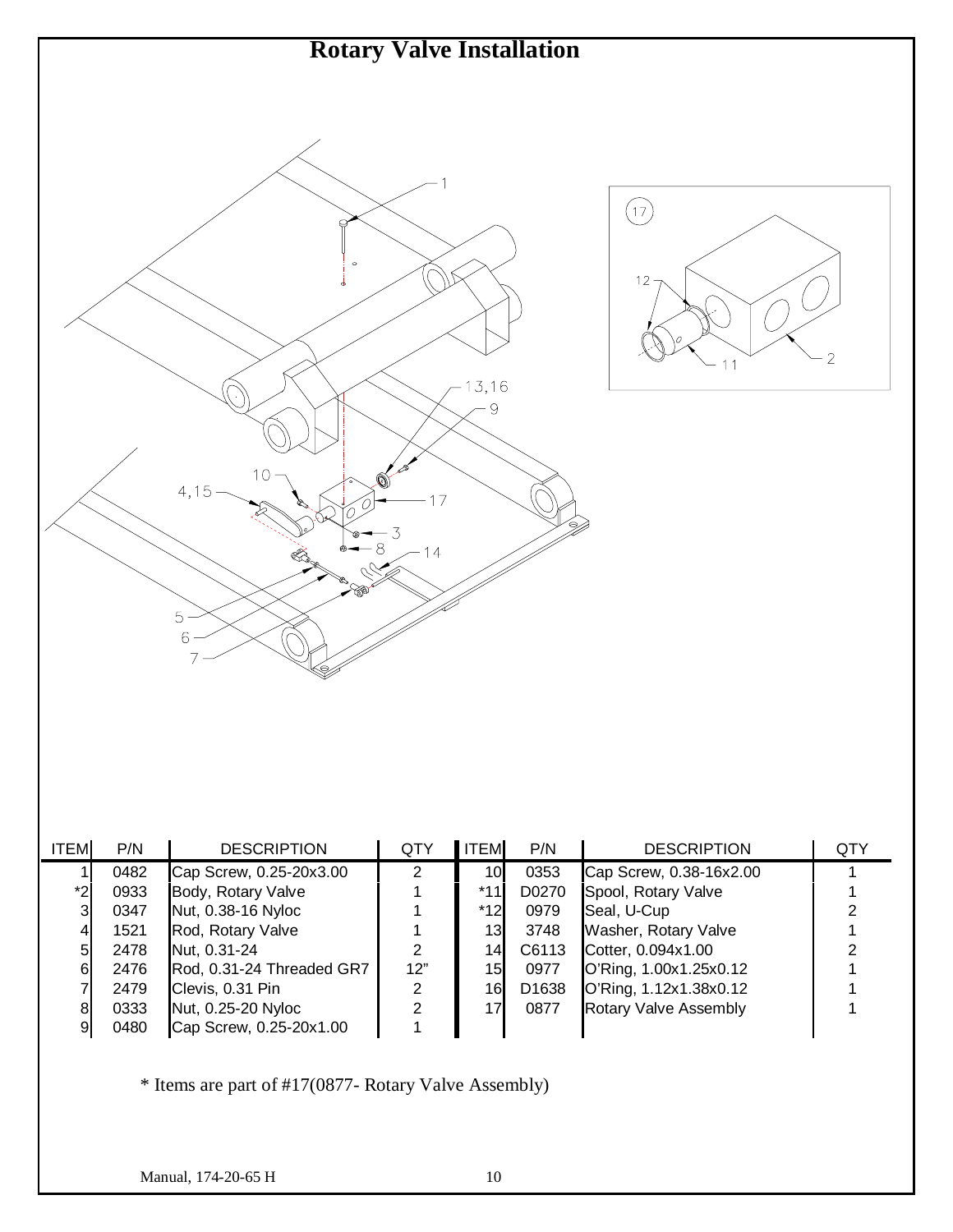# Rotary Valve Installation

| ITEM | P/N | DESCRIPTION | QTY | ITEM | P/N | DESCRIPTION | QTY |
|---|---|---|---|---|---|---|---|
| 1 | 0482 | Cap Screw, 0.25-20x3.00 | 2 | 10 | 0353 | Cap Screw, 0.38-16x2.00 | 1 |
| *2 | 0933 | Body, Rotary Valve | 1 | *11 | D0270 | Spool, Rotary Valve | 1 |
| 3 | 0347 | Nut, 0.38-16 Nyloc | 1 | *12 | 0979 | Seal, U-Cup | 2 |
| 4 | 1521 | Rod, Rotary Valve | 1 | 13 | 3748 | Washer, Rotary Valve | 1 |
| 5 | 2478 | Nut, 0.31-24 | 2 | 14 | C6113 | Cotter, 0.094x1.00 | 2 |
| 6 | 2476 | Rod, 0.31-24 Threaded GR7 | 12" | 15 | 0977 | O'Ring, 1.00x1.25x0.12 | 1 |
| 7 | 2479 | Clevis, 0.31 Pin | 2 | 16 | D1638 | O'Ring, 1.12x1.38x0.12 | 1 |
| 8 | 0333 | Nut, 0.25-20 Nyloc | 2 | 17 | 0877 | Rotary Valve Assembly | 1 |
| 9 | 0480 | Cap Screw, 0.25-20x1.00 | 1 | | | | |

* Items are part of #17(0877- Rotary Valve Assembly)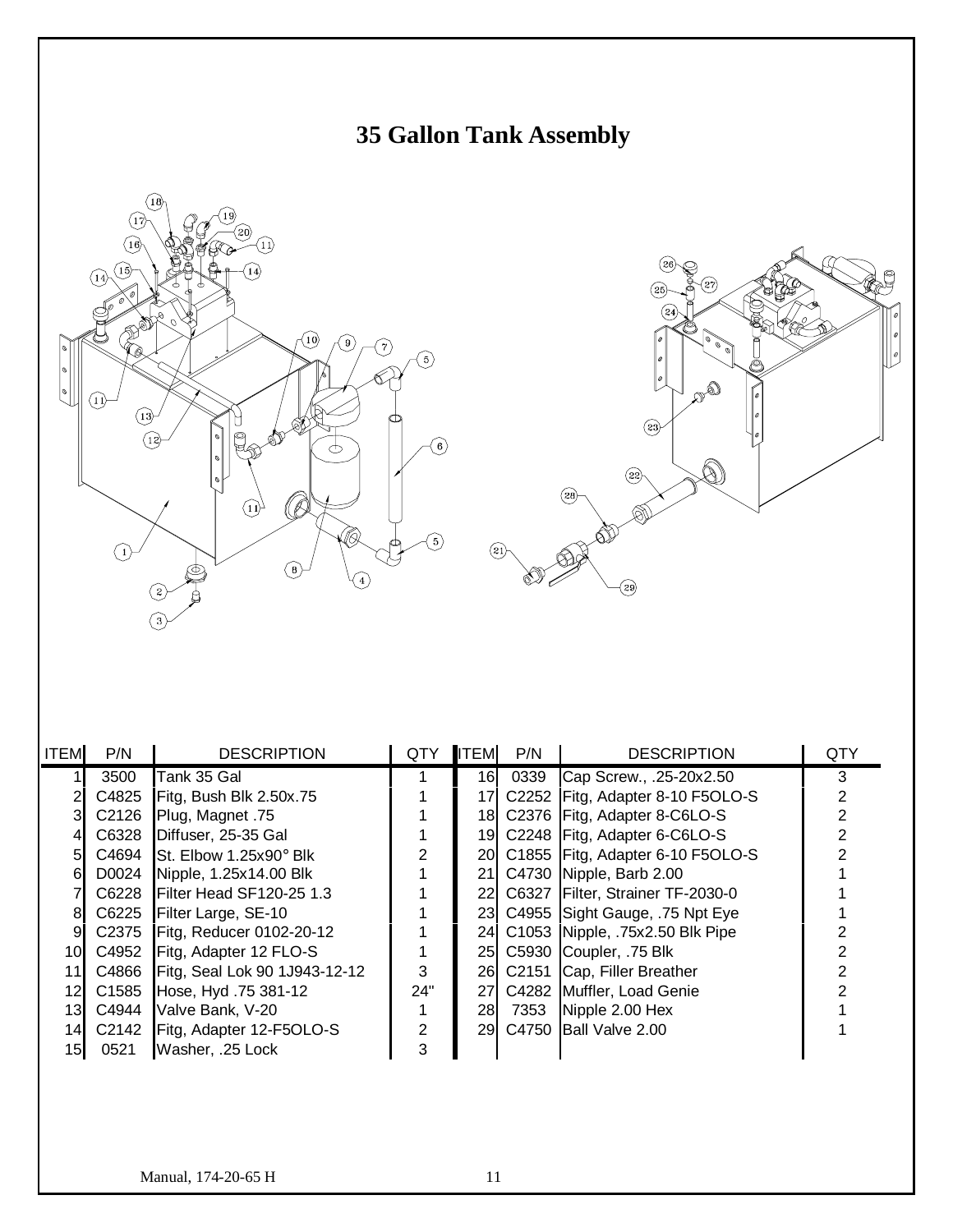# 35 Gallon Tank Assembly

| ITEM | P/N | DESCRIPTION | QTY | ITEM | P/N | DESCRIPTION | QTY |
|---|---|---|---|---|---|---|---|
| 1 | 3500 | Tank 35 Gal | 1 | 16 | 0339 | Cap Screw., .25-20x2.50 | 3 |
| 2 | C4825 | Fitg, Bush Blk 2.50x.75 | 1 | 17 | C2252 | Fitg, Adapter 8-10 F5OLO-S | 2 |
| 3 | C2126 | Plug, Magnet .75 | 1 | 18 | C2376 | Fitg, Adapter 8-C6LO-S | 2 |
| 4 | C6328 | Diffuser, 25-35 Gal | 1 | 19 | C2248 | Fitg, Adapter 6-C6LO-S | 2 |
| 5 | C4694 | St. Elbow 1.25x90° Blk | 2 | 20 | C1855 | Fitg, Adapter 6-10 F5OLO-S | 2 |
| 6 | D0024 | Nipple, 1.25x14.00 Blk | 1 | 21 | C4730 | Nipple, Barb 2.00 | 1 |
| 7 | C6228 | Filter Head SF120-25 1.3 | 1 | 22 | C6327 | Filter, Strainer TF-2030-0 | 1 |
| 8 | C6225 | Filter Large, SE-10 | 1 | 23 | C4955 | Sight Gauge, .75 Npt Eye | 1 |
| 9 | C2375 | Fitg, Reducer 0102-20-12 | 1 | 24 | C1053 | Nipple, .75x2.50 Blk Pipe | 2 |
| 10 | C4952 | Fitg, Adapter 12 FLO-S | 1 | 25 | C5930 | Coupler, .75 Blk | 2 |
| 11 | C4866 | Fitg, Seal Lok 90 1J943-12-12 | 3 | 26 | C2151 | Cap, Filler Breather | 2 |
| 12 | C1585 | Hose, Hyd .75 381-12 | 24" | 27 | C4282 | Muffler, Load Genie | 2 |
| 13 | C4944 | Valve Bank, V-20 | 1 | 28 | 7353 | Nipple 2.00 Hex | 1 |
| 14 | C2142 | Fitg, Adapter 12-F5OLO-S | 2 | 29 | C4750 | Ball Valve 2.00 | 1 |
| 15 | 0521 | Washer, .25 Lock | 3 | | | | |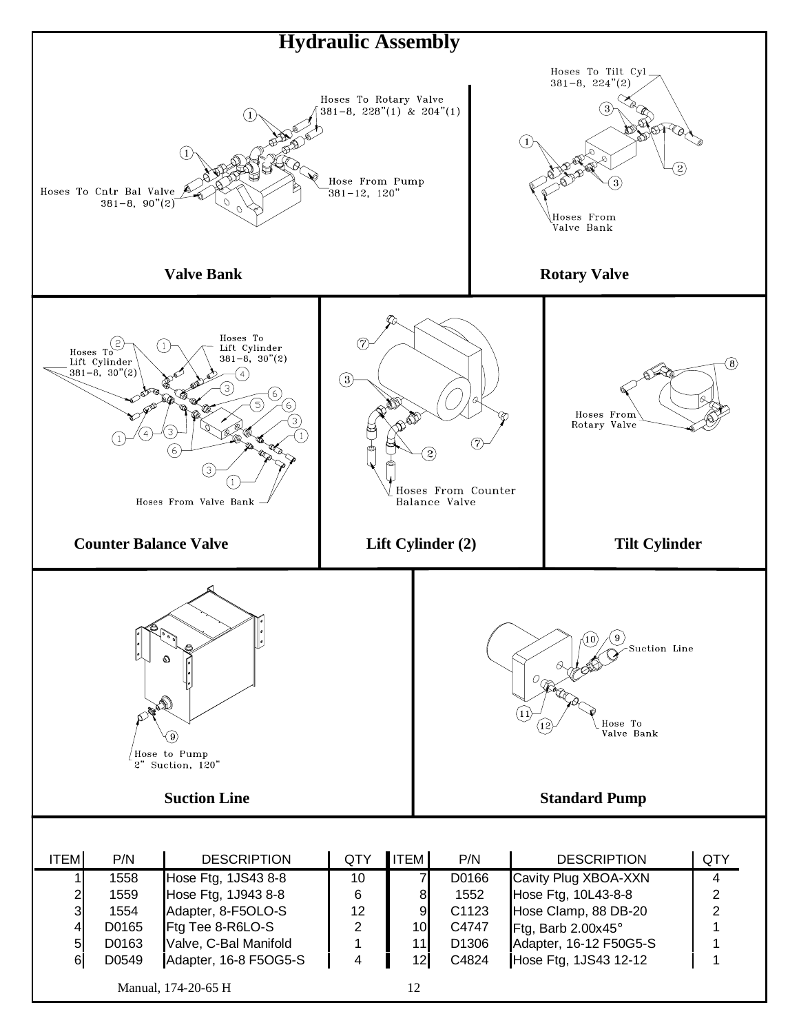# Hydraulic Assembly

Hoses To Rotary Valve
381-8, 228"(1) & 204"(1)

Hose From Pump
381-12, 120"

Hoses To Cntr Bal Valve
381-8, 90"(2)

**Valve Bank**

Hoses To Tilt Cyl
381-8, 224"(2)

Hoses From
Valve Bank

**Rotary Valve**

Hoses To
Lift Cylinder
381-8, 30"(2)

Hoses To
Lift Cylinder
381-8, 30"(2)

Hoses From Valve Bank

**Counter Balance Valve**

Hoses From Counter
Balance Valve

**Lift Cylinder (2)**

Hoses From
Rotary Valve

**Tilt Cylinder**

Hose to Pump
2" Suction, 120"

**Suction Line**

Suction Line

Hose To
Valve Bank

**Standard Pump**

| ITEM | P/N | DESCRIPTION | QTY | ITEM | P/N | DESCRIPTION | QTY |
|---|---|---|---|---|---|---|---|
| 1 | 1558 | Hose Ftg, 1JS43 8-8 | 10 | 7 | D0166 | Cavity Plug XBOA-XXN | 4 |
| 2 | 1559 | Hose Ftg, 1J943 8-8 | 6 | 8 | 1552 | Hose Ftg, 10L43-8-8 | 2 |
| 3 | 1554 | Adapter, 8-F5OLO-S | 12 | 9 | C1123 | Hose Clamp, 88 DB-20 | 2 |
| 4 | D0165 | Ftg Tee 8-R6LO-S | 2 | 10 | C4747 | Ftg, Barb 2.00x45° | 1 |
| 5 | D0163 | Valve, C-Bal Manifold | 1 | 11 | D1306 | Adapter, 16-12 F50G5-S | 1 |
| 6 | D0549 | Adapter, 16-8 F5OG5-S | 4 | 12 | C4824 | Hose Ftg, 1JS43 12-12 | 1 |

Manual, 174-20-65 H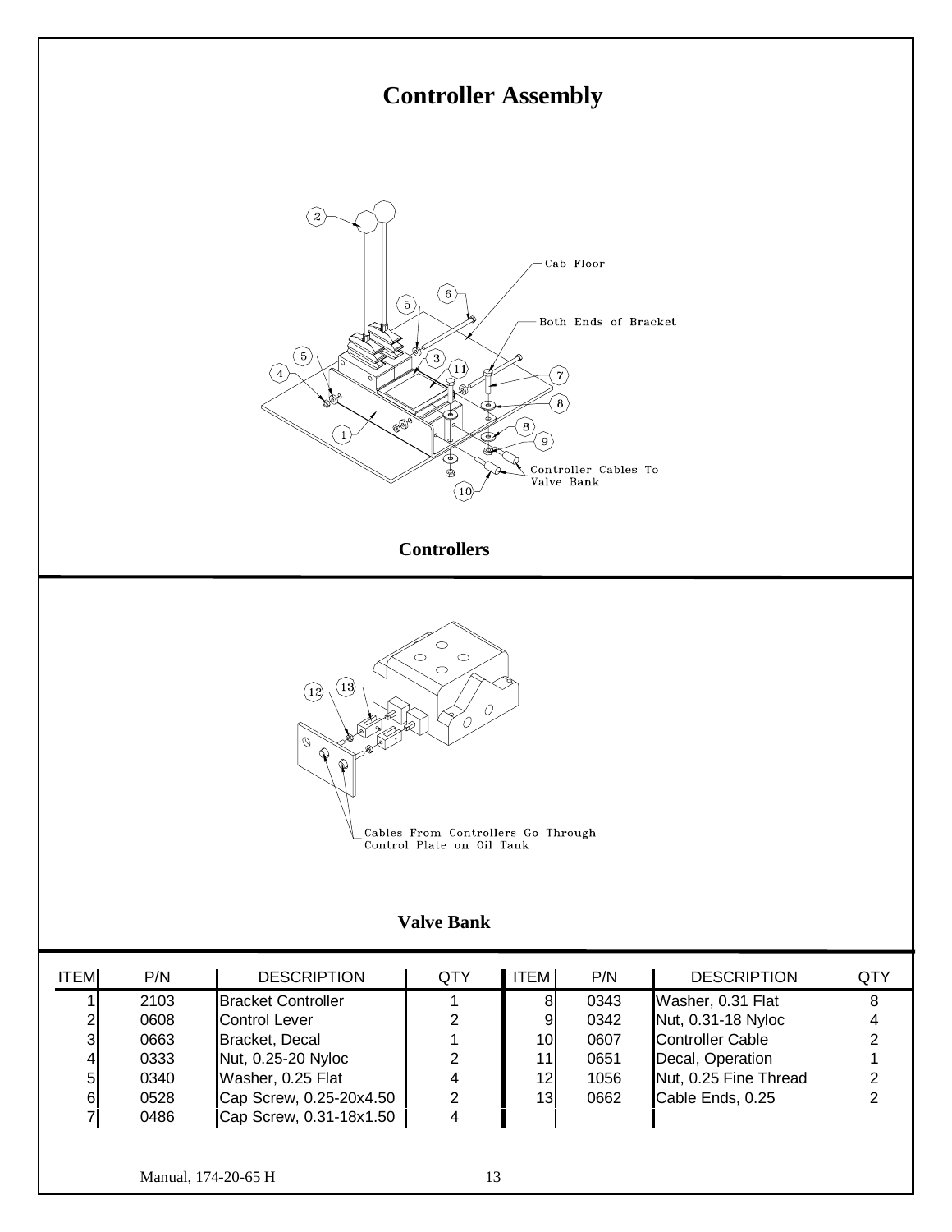# Controller Assembly

Controllers

Valve Bank

| ITEM | P/N | DESCRIPTION | QTY | ITEM | P/N | DESCRIPTION | QTY |
|---|---|---|---|---|---|---|---|
| 1 | 2103 | Bracket Controller | 1 | 8 | 0343 | Washer, 0.31 Flat | 8 |
| 2 | 0608 | Control Lever | 2 | 9 | 0342 | Nut, 0.31-18 Nyloc | 4 |
| 3 | 0663 | Bracket, Decal | 1 | 10 | 0607 | Controller Cable | 2 |
| 4 | 0333 | Nut, 0.25-20 Nyloc | 2 | 11 | 0651 | Decal, Operation | 1 |
| 5 | 0340 | Washer, 0.25 Flat | 4 | 12 | 1056 | Nut, 0.25 Fine Thread | 2 |
| 6 | 0528 | Cap Screw, 0.25-20x4.50 | 2 | 13 | 0662 | Cable Ends, 0.25 | 2 |
| 7 | 0486 | Cap Screw, 0.31-18x1.50 | 4 | | | | |

Manual, 174-20-65 H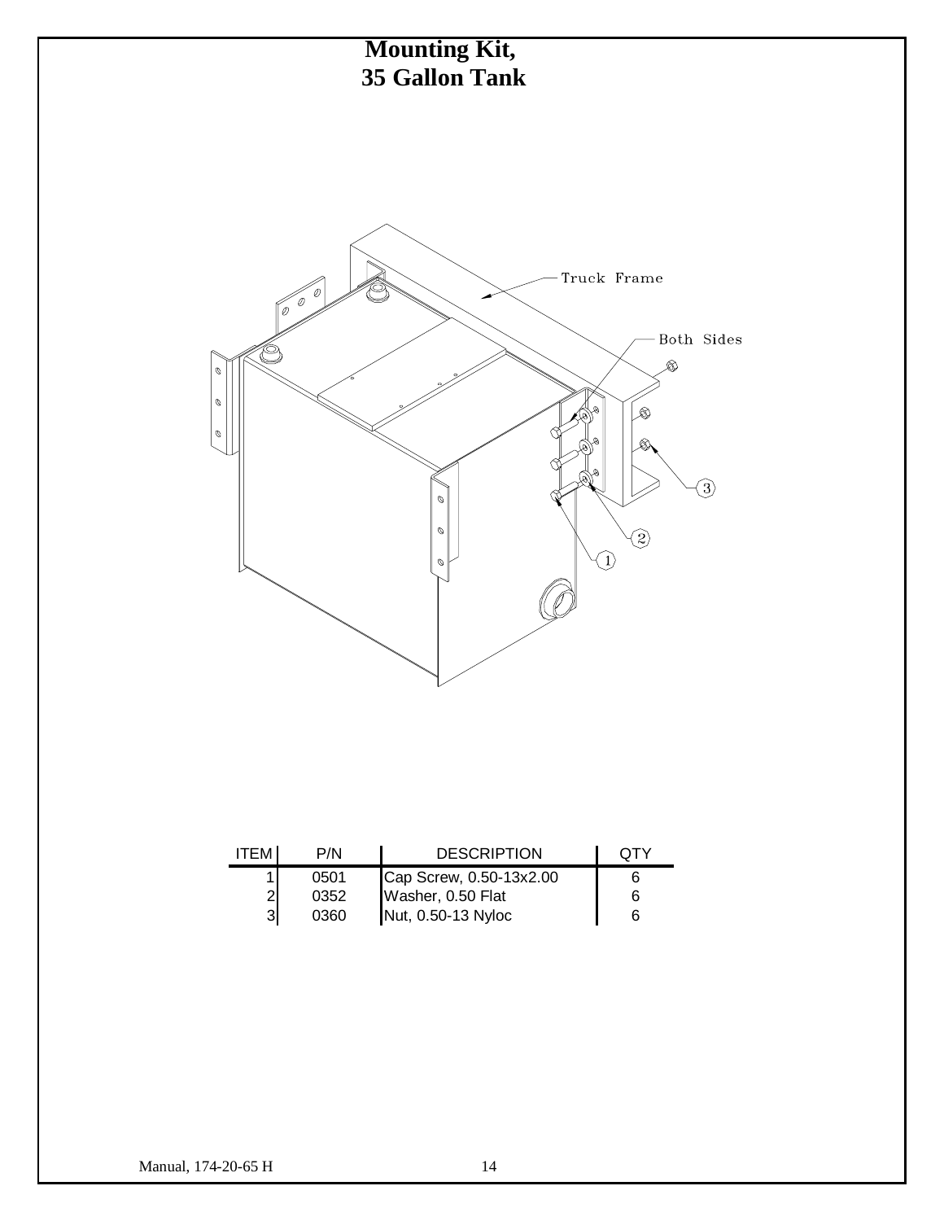# Mounting Kit, 35 Gallon Tank

Truck Frame

Both Sides

| ITEM | P/N | DESCRIPTION | QTY |
|---|---|---|---|
| 1 | 0501 | Cap Screw, 0.50-13x2.00 | 6 |
| 2 | 0352 | Washer, 0.50 Flat | 6 |
| 3 | 0360 | Nut, 0.50-13 Nyloc | 6 |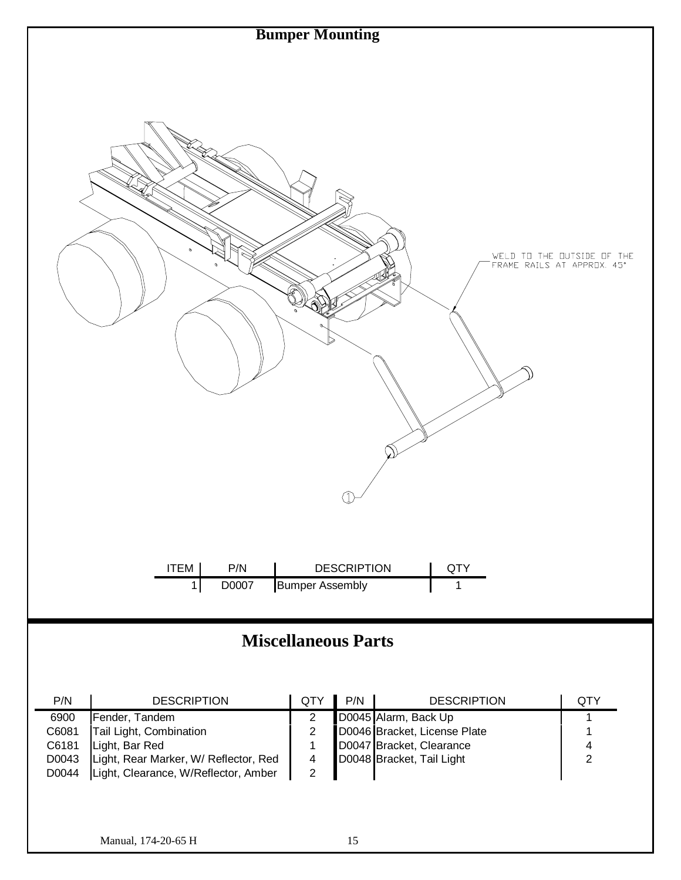# Bumper Mounting

WELD TO THE OUTSIDE OF THE FRAME RAILS AT APPROX. 45°

| ITEM | P/N | DESCRIPTION | QTY |
|---|---|---|---|
| 1 | D0007 | Bumper Assembly | 1 |

# Miscellaneous Parts

| P/N | DESCRIPTION | QTY | P/N | DESCRIPTION | QTY |
|---|---|---|---|---|---|
| 6900 | Fender, Tandem | 2 | D0045 | Alarm, Back Up | 1 |
| C6081 | Tail Light, Combination | 2 | D0046 | Bracket, License Plate | 1 |
| C6181 | Light, Bar Red | 1 | D0047 | Bracket, Clearance | 4 |
| D0043 | Light, Rear Marker, W/ Reflector, Red | 4 | D0048 | Bracket, Tail Light | 2 |
| D0044 | Light, Clearance, W/Reflector, Amber | 2 | | | |

Manual, 174-20-65 H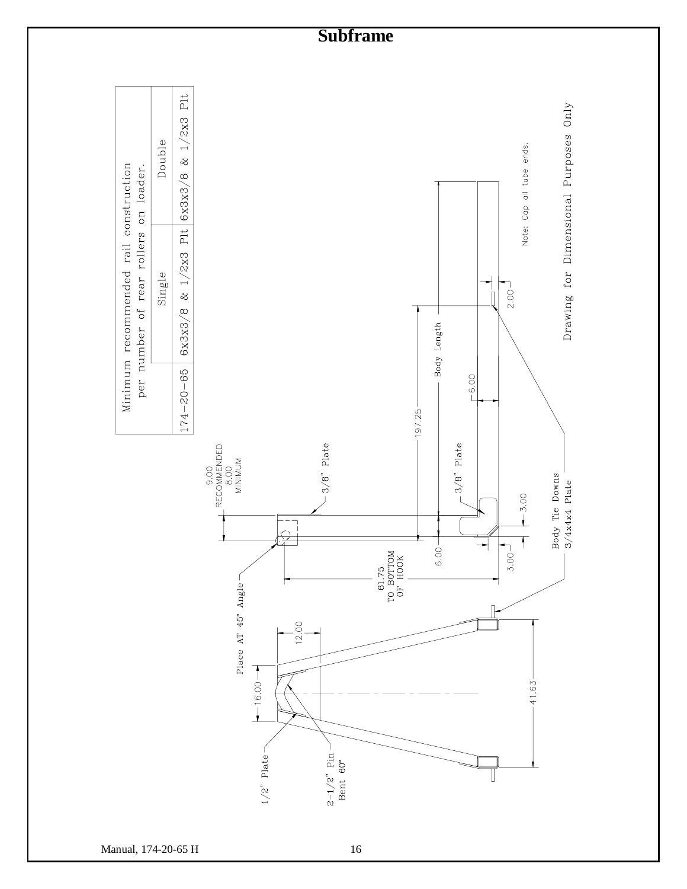# Subframe

Minimum recommended rail construction per number of rear rollers on loader.

| | Single | Double |
|---|---|---|
| 174-20-65 | 6x3x3/8 & 1/2x3 Plt | 6x3x3/8 & 1/2x3 Plt |

9.00 RECOMMENDED
8.00 MINIMUM

3/8" Plate

3/8" Plate

197.25

Body Length

6.00

2.00

Note: Cap all tube ends.

6.00

3.00

3.00

61.75 TO BOTTOM OF HOOK

Place AT 45° Angle

Body Tie Downs 3/4x4x4 Plate

12.00

16.00

41.63

1/2" Plate

2-1/2" Pin Bent 60°

Drawing for Dimensional Purposes Only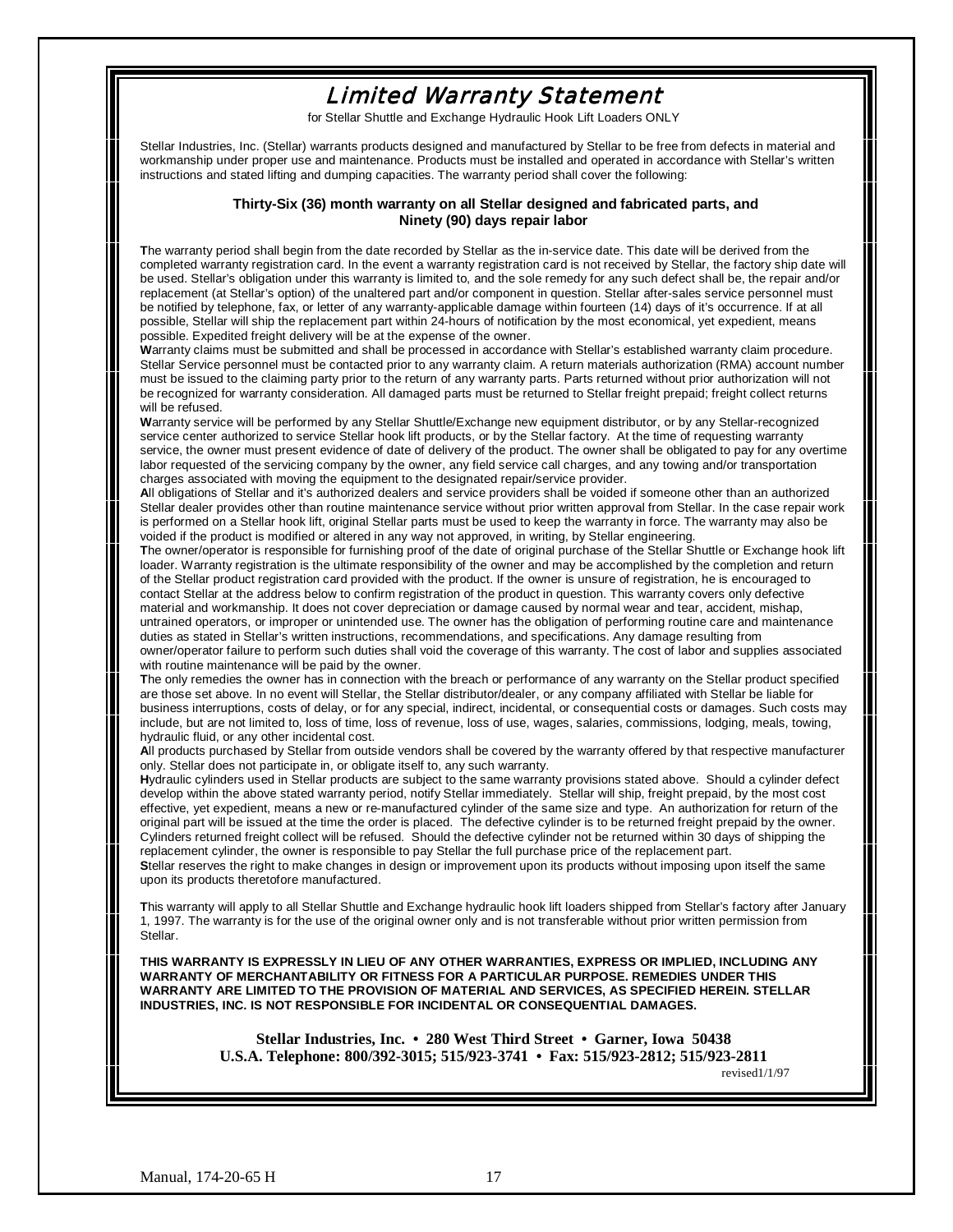# *Limited Warranty Statement*

for Stellar Shuttle and Exchange Hydraulic Hook Lift Loaders ONLY

Stellar Industries, Inc. (Stellar) warrants products designed and manufactured by Stellar to be free from defects in material and workmanship under proper use and maintenance. Products must be installed and operated in accordance with Stellar's written instructions and stated lifting and dumping capacities. The warranty period shall cover the following:

**Thirty-Six (36) month warranty on all Stellar designed and fabricated parts, and Ninety (90) days repair labor**

**T**he warranty period shall begin from the date recorded by Stellar as the in-service date. This date will be derived from the completed warranty registration card. In the event a warranty registration card is not received by Stellar, the factory ship date will be used. Stellar's obligation under this warranty is limited to, and the sole remedy for any such defect shall be, the repair and/or replacement (at Stellar's option) of the unaltered part and/or component in question. Stellar after-sales service personnel must be notified by telephone, fax, or letter of any warranty-applicable damage within fourteen (14) days of it's occurrence. If at all possible, Stellar will ship the replacement part within 24-hours of notification by the most economical, yet expedient, means possible. Expedited freight delivery will be at the expense of the owner.

**W**arranty claims must be submitted and shall be processed in accordance with Stellar's established warranty claim procedure. Stellar Service personnel must be contacted prior to any warranty claim. A return materials authorization (RMA) account number must be issued to the claiming party prior to the return of any warranty parts. Parts returned without prior authorization will not be recognized for warranty consideration. All damaged parts must be returned to Stellar freight prepaid; freight collect returns will be refused.

**W**arranty service will be performed by any Stellar Shuttle/Exchange new equipment distributor, or by any Stellar-recognized service center authorized to service Stellar hook lift products, or by the Stellar factory. At the time of requesting warranty service, the owner must present evidence of date of delivery of the product. The owner shall be obligated to pay for any overtime labor requested of the servicing company by the owner, any field service call charges, and any towing and/or transportation charges associated with moving the equipment to the designated repair/service provider.

**A**ll obligations of Stellar and it's authorized dealers and service providers shall be voided if someone other than an authorized Stellar dealer provides other than routine maintenance service without prior written approval from Stellar. In the case repair work is performed on a Stellar hook lift, original Stellar parts must be used to keep the warranty in force. The warranty may also be voided if the product is modified or altered in any way not approved, in writing, by Stellar engineering.

**T**he owner/operator is responsible for furnishing proof of the date of original purchase of the Stellar Shuttle or Exchange hook lift loader. Warranty registration is the ultimate responsibility of the owner and may be accomplished by the completion and return of the Stellar product registration card provided with the product. If the owner is unsure of registration, he is encouraged to contact Stellar at the address below to confirm registration of the product in question. This warranty covers only defective material and workmanship. It does not cover depreciation or damage caused by normal wear and tear, accident, mishap, untrained operators, or improper or unintended use. The owner has the obligation of performing routine care and maintenance duties as stated in Stellar's written instructions, recommendations, and specifications. Any damage resulting from owner/operator failure to perform such duties shall void the coverage of this warranty. The cost of labor and supplies associated with routine maintenance will be paid by the owner.

**T**he only remedies the owner has in connection with the breach or performance of any warranty on the Stellar product specified are those set above. In no event will Stellar, the Stellar distributor/dealer, or any company affiliated with Stellar be liable for business interruptions, costs of delay, or for any special, indirect, incidental, or consequential costs or damages. Such costs may include, but are not limited to, loss of time, loss of revenue, loss of use, wages, salaries, commissions, lodging, meals, towing, hydraulic fluid, or any other incidental cost.

**A**ll products purchased by Stellar from outside vendors shall be covered by the warranty offered by that respective manufacturer only. Stellar does not participate in, or obligate itself to, any such warranty.

**H**ydraulic cylinders used in Stellar products are subject to the same warranty provisions stated above. Should a cylinder defect develop within the above stated warranty period, notify Stellar immediately. Stellar will ship, freight prepaid, by the most cost effective, yet expedient, means a new or re-manufactured cylinder of the same size and type. An authorization for return of the original part will be issued at the time the order is placed. The defective cylinder is to be returned freight prepaid by the owner. Cylinders returned freight collect will be refused. Should the defective cylinder not be returned within 30 days of shipping the replacement cylinder, the owner is responsible to pay Stellar the full purchase price of the replacement part.

**S**tellar reserves the right to make changes in design or improvement upon its products without imposing upon itself the same upon its products theretofore manufactured.

**T**his warranty will apply to all Stellar Shuttle and Exchange hydraulic hook lift loaders shipped from Stellar's factory after January 1, 1997. The warranty is for the use of the original owner only and is not transferable without prior written permission from Stellar.

**THIS WARRANTY IS EXPRESSLY IN LIEU OF ANY OTHER WARRANTIES, EXPRESS OR IMPLIED, INCLUDING ANY WARRANTY OF MERCHANTABILITY OR FITNESS FOR A PARTICULAR PURPOSE. REMEDIES UNDER THIS WARRANTY ARE LIMITED TO THE PROVISION OF MATERIAL AND SERVICES, AS SPECIFIED HEREIN. STELLAR INDUSTRIES, INC. IS NOT RESPONSIBLE FOR INCIDENTAL OR CONSEQUENTIAL DAMAGES.**

**Stellar Industries, Inc. • 280 West Third Street • Garner, Iowa 50438**
**U.S.A. Telephone: 800/392-3015; 515/923-3741 • Fax: 515/923-2812; 515/923-2811**

revised1/1/97